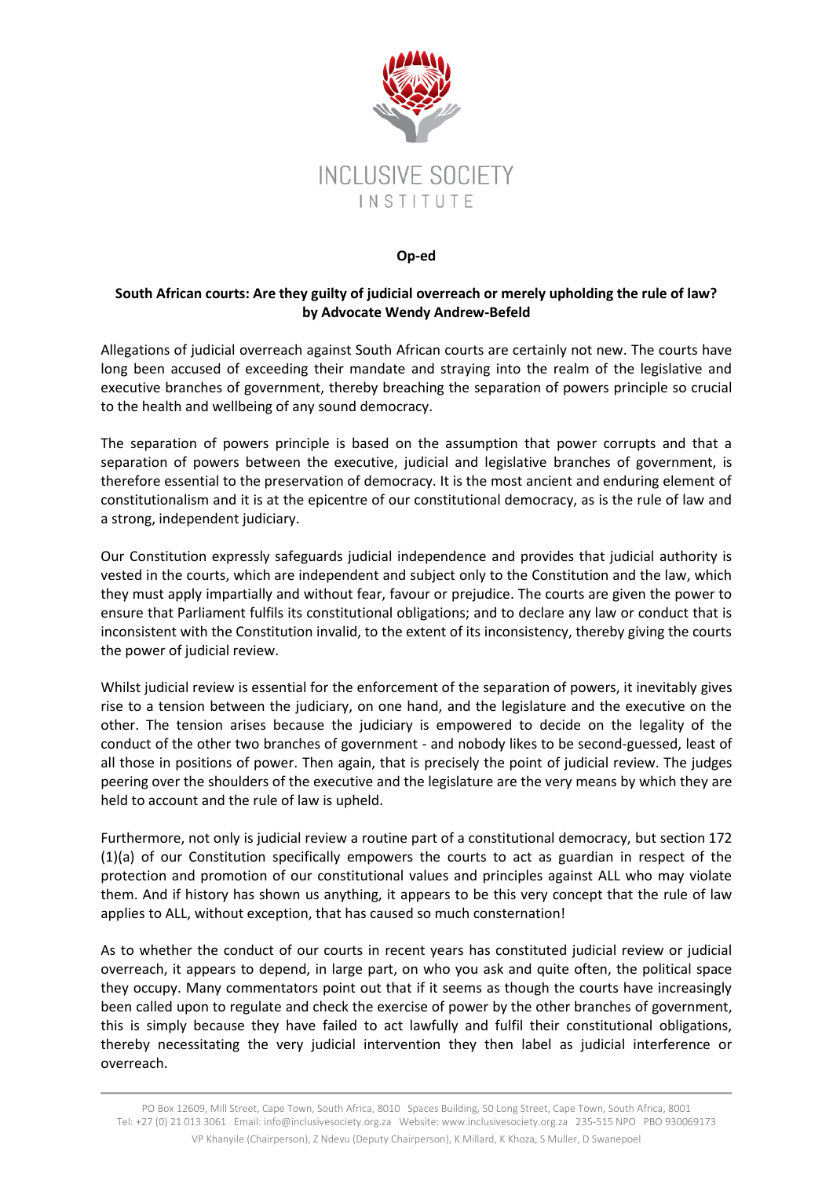INCLUSIVE SOCIETY INSTITUTE

**Op-ed**

**South African courts: Are they guilty of judicial overreach or merely upholding the rule of law? by Advocate Wendy Andrew-Befeld**

Allegations of judicial overreach against South African courts are certainly not new. The courts have long been accused of exceeding their mandate and straying into the realm of the legislative and executive branches of government, thereby breaching the separation of powers principle so crucial to the health and wellbeing of any sound democracy.

The separation of powers principle is based on the assumption that power corrupts and that a separation of powers between the executive, judicial and legislative branches of government, is therefore essential to the preservation of democracy. It is the most ancient and enduring element of constitutionalism and it is at the epicentre of our constitutional democracy, as is the rule of law and a strong, independent judiciary.

Our Constitution expressly safeguards judicial independence and provides that judicial authority is vested in the courts, which are independent and subject only to the Constitution and the law, which they must apply impartially and without fear, favour or prejudice. The courts are given the power to ensure that Parliament fulfils its constitutional obligations; and to declare any law or conduct that is inconsistent with the Constitution invalid, to the extent of its inconsistency, thereby giving the courts the power of judicial review.

Whilst judicial review is essential for the enforcement of the separation of powers, it inevitably gives rise to a tension between the judiciary, on one hand, and the legislature and the executive on the other. The tension arises because the judiciary is empowered to decide on the legality of the conduct of the other two branches of government - and nobody likes to be second-guessed, least of all those in positions of power. Then again, that is precisely the point of judicial review. The judges peering over the shoulders of the executive and the legislature are the very means by which they are held to account and the rule of law is upheld.

Furthermore, not only is judicial review a routine part of a constitutional democracy, but section 172 (1)(a) of our Constitution specifically empowers the courts to act as guardian in respect of the protection and promotion of our constitutional values and principles against ALL who may violate them. And if history has shown us anything, it appears to be this very concept that the rule of law applies to ALL, without exception, that has caused so much consternation!

As to whether the conduct of our courts in recent years has constituted judicial review or judicial overreach, it appears to depend, in large part, on who you ask and quite often, the political space they occupy. Many commentators point out that if it seems as though the courts have increasingly been called upon to regulate and check the exercise of power by the other branches of government, this is simply because they have failed to act lawfully and fulfil their constitutional obligations, thereby necessitating the very judicial intervention they then label as judicial interference or overreach.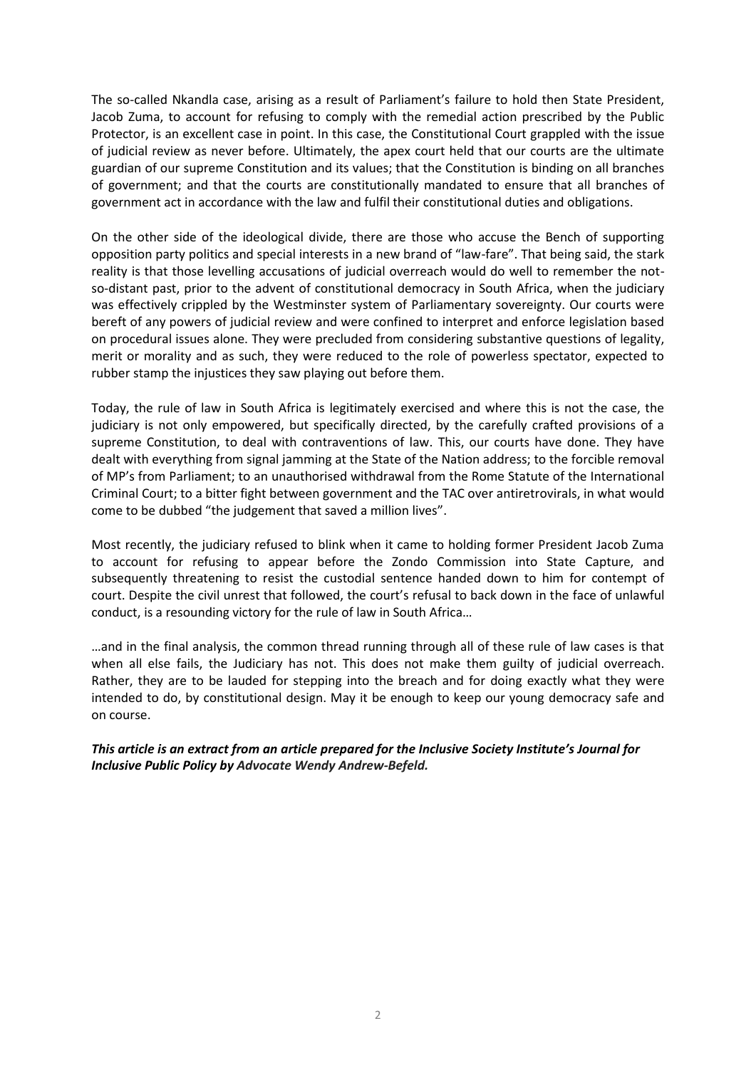The so-called Nkandla case, arising as a result of Parliament's failure to hold then State President, Jacob Zuma, to account for refusing to comply with the remedial action prescribed by the Public Protector, is an excellent case in point. In this case, the Constitutional Court grappled with the issue of judicial review as never before. Ultimately, the apex court held that our courts are the ultimate guardian of our supreme Constitution and its values; that the Constitution is binding on all branches of government; and that the courts are constitutionally mandated to ensure that all branches of government act in accordance with the law and fulfil their constitutional duties and obligations.

On the other side of the ideological divide, there are those who accuse the Bench of supporting opposition party politics and special interests in a new brand of "law-fare". That being said, the stark reality is that those levelling accusations of judicial overreach would do well to remember the not-so-distant past, prior to the advent of constitutional democracy in South Africa, when the judiciary was effectively crippled by the Westminster system of Parliamentary sovereignty. Our courts were bereft of any powers of judicial review and were confined to interpret and enforce legislation based on procedural issues alone. They were precluded from considering substantive questions of legality, merit or morality and as such, they were reduced to the role of powerless spectator, expected to rubber stamp the injustices they saw playing out before them.

Today, the rule of law in South Africa is legitimately exercised and where this is not the case, the judiciary is not only empowered, but specifically directed, by the carefully crafted provisions of a supreme Constitution, to deal with contraventions of law. This, our courts have done. They have dealt with everything from signal jamming at the State of the Nation address; to the forcible removal of MP's from Parliament; to an unauthorised withdrawal from the Rome Statute of the International Criminal Court; to a bitter fight between government and the TAC over antiretrovirals, in what would come to be dubbed "the judgement that saved a million lives".

Most recently, the judiciary refused to blink when it came to holding former President Jacob Zuma to account for refusing to appear before the Zondo Commission into State Capture, and subsequently threatening to resist the custodial sentence handed down to him for contempt of court. Despite the civil unrest that followed, the court's refusal to back down in the face of unlawful conduct, is a resounding victory for the rule of law in South Africa…

…and in the final analysis, the common thread running through all of these rule of law cases is that when all else fails, the Judiciary has not. This does not make them guilty of judicial overreach. Rather, they are to be lauded for stepping into the breach and for doing exactly what they were intended to do, by constitutional design. May it be enough to keep our young democracy safe and on course.

***This article is an extract from an article prepared for the Inclusive Society Institute's Journal for Inclusive Public Policy by Advocate Wendy Andrew-Befeld.***